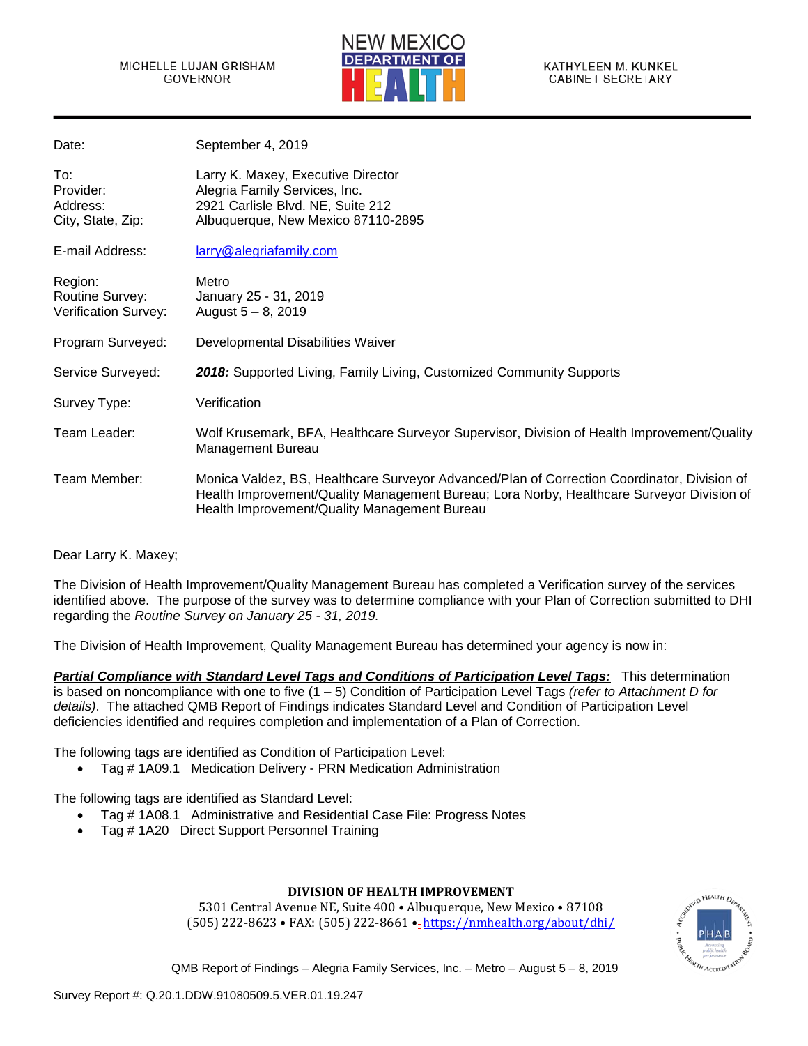MICHELLE LUJAN GRISHAM
GOVERNOR

NEW MEXICO DEPARTMENT OF HEALTH

KATHYLEEN M. KUNKEL
CABINET SECRETARY

| | |
|---|---|
| Date: | September 4, 2019 |
| To: | Larry K. Maxey, Executive Director |
| Provider: | Alegria Family Services, Inc. |
| Address: | 2921 Carlisle Blvd. NE, Suite 212 |
| City, State, Zip: | Albuquerque, New Mexico 87110-2895 |
| E-mail Address: | larry@alegriafamily.com |
| Region: | Metro |
| Routine Survey: | January 25 - 31, 2019 |
| Verification Survey: | August 5 – 8, 2019 |
| Program Surveyed: | Developmental Disabilities Waiver |
| Service Surveyed: | ***2018:*** Supported Living, Family Living, Customized Community Supports |
| Survey Type: | Verification |
| Team Leader: | Wolf Krusemark, BFA, Healthcare Surveyor Supervisor, Division of Health Improvement/Quality Management Bureau |
| Team Member: | Monica Valdez, BS, Healthcare Surveyor Advanced/Plan of Correction Coordinator, Division of Health Improvement/Quality Management Bureau; Lora Norby, Healthcare Surveyor Division of Health Improvement/Quality Management Bureau |

Dear Larry K. Maxey;

The Division of Health Improvement/Quality Management Bureau has completed a Verification survey of the services identified above. The purpose of the survey was to determine compliance with your Plan of Correction submitted to DHI regarding the *Routine Survey on January 25 - 31, 2019.*

The Division of Health Improvement, Quality Management Bureau has determined your agency is now in:

***Partial Compliance with Standard Level Tags and Conditions of Participation Level Tags:*** This determination is based on noncompliance with one to five (1 – 5) Condition of Participation Level Tags *(refer to Attachment D for details)*. The attached QMB Report of Findings indicates Standard Level and Condition of Participation Level deficiencies identified and requires completion and implementation of a Plan of Correction.

The following tags are identified as Condition of Participation Level:

- Tag # 1A09.1 Medication Delivery - PRN Medication Administration

The following tags are identified as Standard Level:

- Tag # 1A08.1 Administrative and Residential Case File: Progress Notes
- Tag # 1A20 Direct Support Personnel Training

**DIVISION OF HEALTH IMPROVEMENT**
5301 Central Avenue NE, Suite 400 • Albuquerque, New Mexico • 87108
(505) 222-8623 • FAX: (505) 222-8661 • https://nmhealth.org/about/dhi/

QMB Report of Findings – Alegria Family Services, Inc. – Metro – August 5 – 8, 2019

Survey Report #: Q.20.1.DDW.91080509.5.VER.01.19.247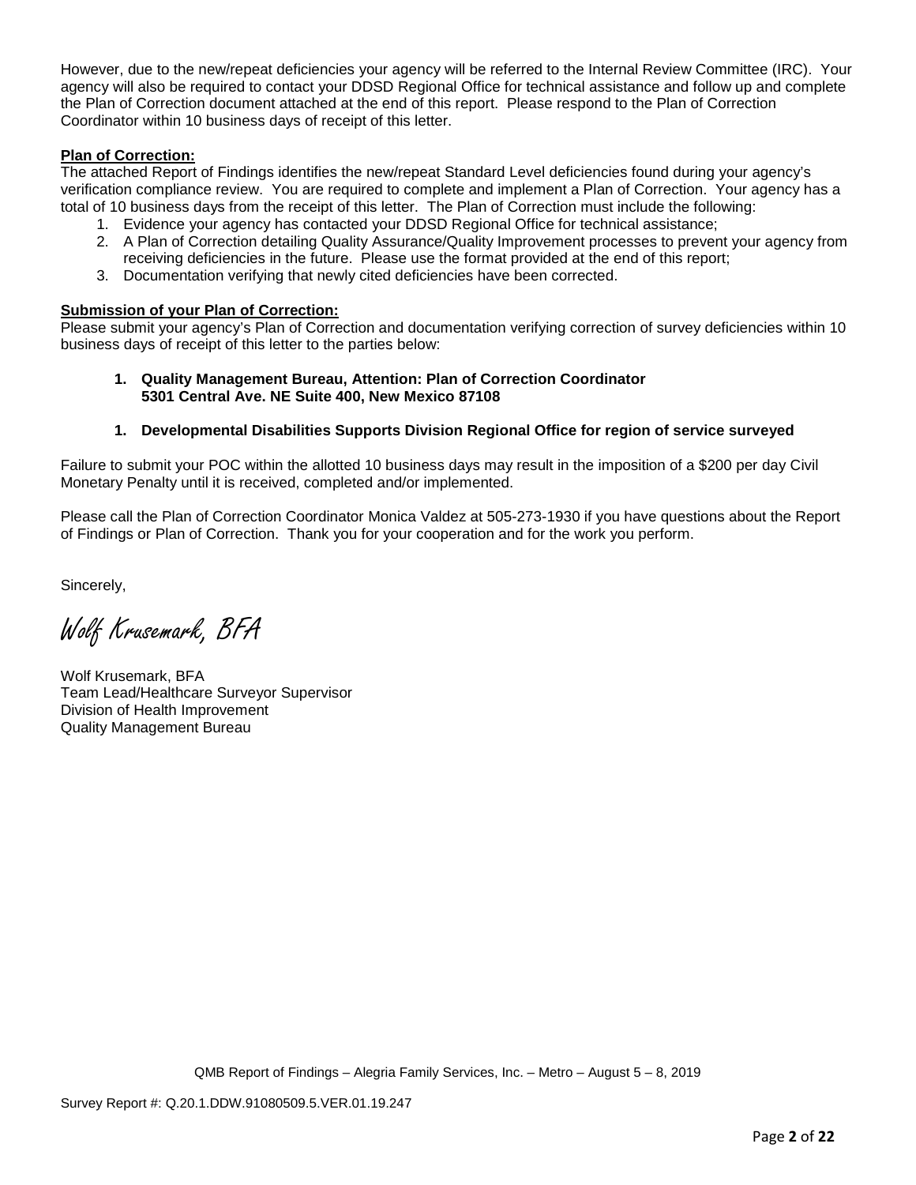However, due to the new/repeat deficiencies your agency will be referred to the Internal Review Committee (IRC). Your agency will also be required to contact your DDSD Regional Office for technical assistance and follow up and complete the Plan of Correction document attached at the end of this report. Please respond to the Plan of Correction Coordinator within 10 business days of receipt of this letter.

**Plan of Correction:**

The attached Report of Findings identifies the new/repeat Standard Level deficiencies found during your agency's verification compliance review. You are required to complete and implement a Plan of Correction. Your agency has a total of 10 business days from the receipt of this letter. The Plan of Correction must include the following:

1. Evidence your agency has contacted your DDSD Regional Office for technical assistance;
2. A Plan of Correction detailing Quality Assurance/Quality Improvement processes to prevent your agency from receiving deficiencies in the future. Please use the format provided at the end of this report;
3. Documentation verifying that newly cited deficiencies have been corrected.

**Submission of your Plan of Correction:**

Please submit your agency's Plan of Correction and documentation verifying correction of survey deficiencies within 10 business days of receipt of this letter to the parties below:

1. **Quality Management Bureau, Attention: Plan of Correction Coordinator**
   **5301 Central Ave. NE Suite 400, New Mexico 87108**

1. **Developmental Disabilities Supports Division Regional Office for region of service surveyed**

Failure to submit your POC within the allotted 10 business days may result in the imposition of a $200 per day Civil Monetary Penalty until it is received, completed and/or implemented.

Please call the Plan of Correction Coordinator Monica Valdez at 505-273-1930 if you have questions about the Report of Findings or Plan of Correction. Thank you for your cooperation and for the work you perform.

Sincerely,

Wolf Krusemark, BFA

Wolf Krusemark, BFA
Team Lead/Healthcare Surveyor Supervisor
Division of Health Improvement
Quality Management Bureau

QMB Report of Findings – Alegria Family Services, Inc. – Metro – August 5 – 8, 2019

Survey Report #: Q.20.1.DDW.91080509.5.VER.01.19.247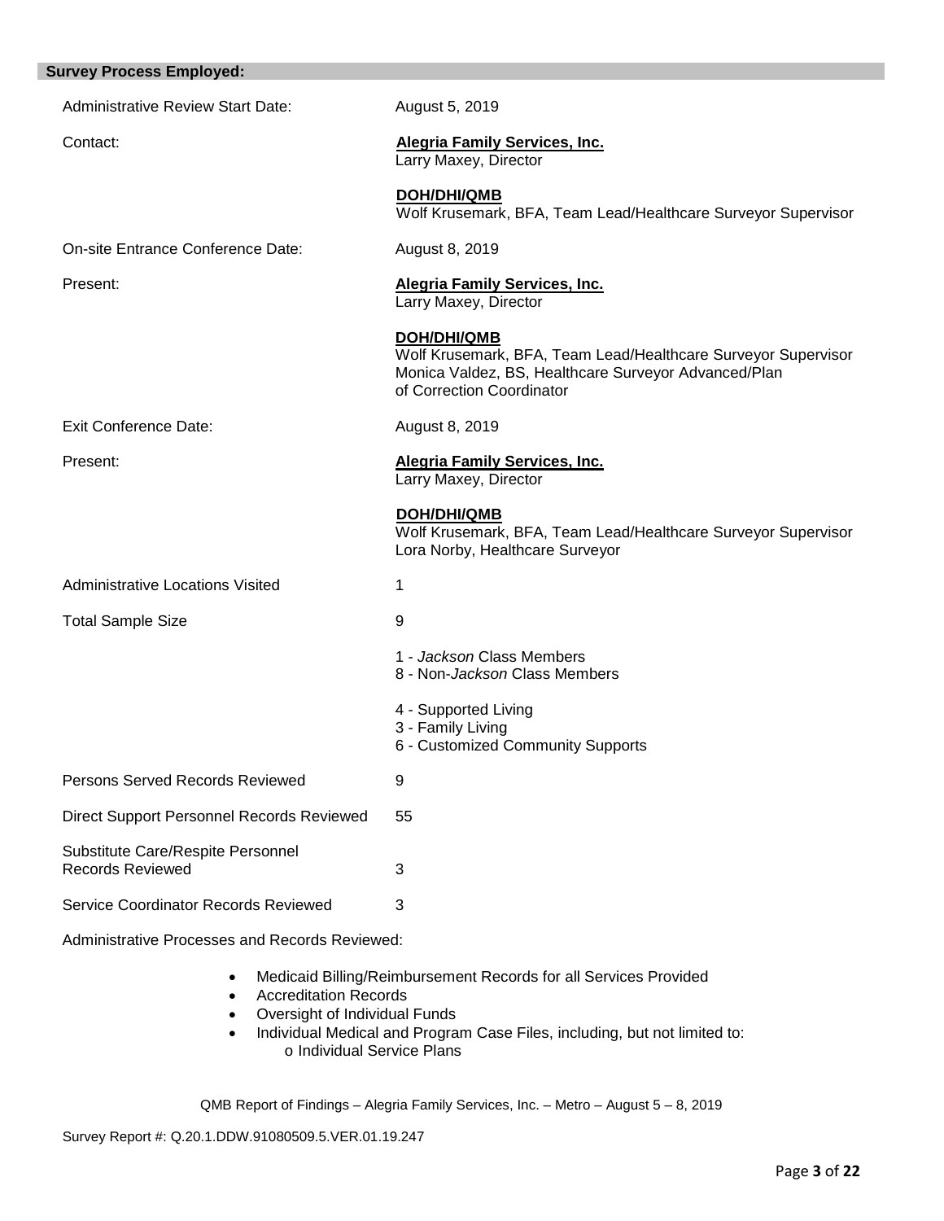## Survey Process Employed:

Administrative Review Start Date: August 5, 2019

Contact:

**Alegria Family Services, Inc.**
Larry Maxey, Director

**DOH/DHI/QMB**
Wolf Krusemark, BFA, Team Lead/Healthcare Surveyor Supervisor

On-site Entrance Conference Date: August 8, 2019

Present:

**Alegria Family Services, Inc.**
Larry Maxey, Director

**DOH/DHI/QMB**
Wolf Krusemark, BFA, Team Lead/Healthcare Surveyor Supervisor
Monica Valdez, BS, Healthcare Surveyor Advanced/Plan of Correction Coordinator

Exit Conference Date: August 8, 2019

Present:

**Alegria Family Services, Inc.**
Larry Maxey, Director

**DOH/DHI/QMB**
Wolf Krusemark, BFA, Team Lead/Healthcare Surveyor Supervisor
Lora Norby, Healthcare Surveyor

Administrative Locations Visited: 1

Total Sample Size: 9

1 - *Jackson* Class Members
8 - Non-*Jackson* Class Members

4 - Supported Living
3 - Family Living
6 - Customized Community Supports

Persons Served Records Reviewed: 9

Direct Support Personnel Records Reviewed: 55

Substitute Care/Respite Personnel Records Reviewed: 3

Service Coordinator Records Reviewed: 3

Administrative Processes and Records Reviewed:

- Medicaid Billing/Reimbursement Records for all Services Provided
- Accreditation Records
- Oversight of Individual Funds
- Individual Medical and Program Case Files, including, but not limited to:
  - Individual Service Plans

QMB Report of Findings – Alegria Family Services, Inc. – Metro – August 5 – 8, 2019

Survey Report #: Q.20.1.DDW.91080509.5.VER.01.19.247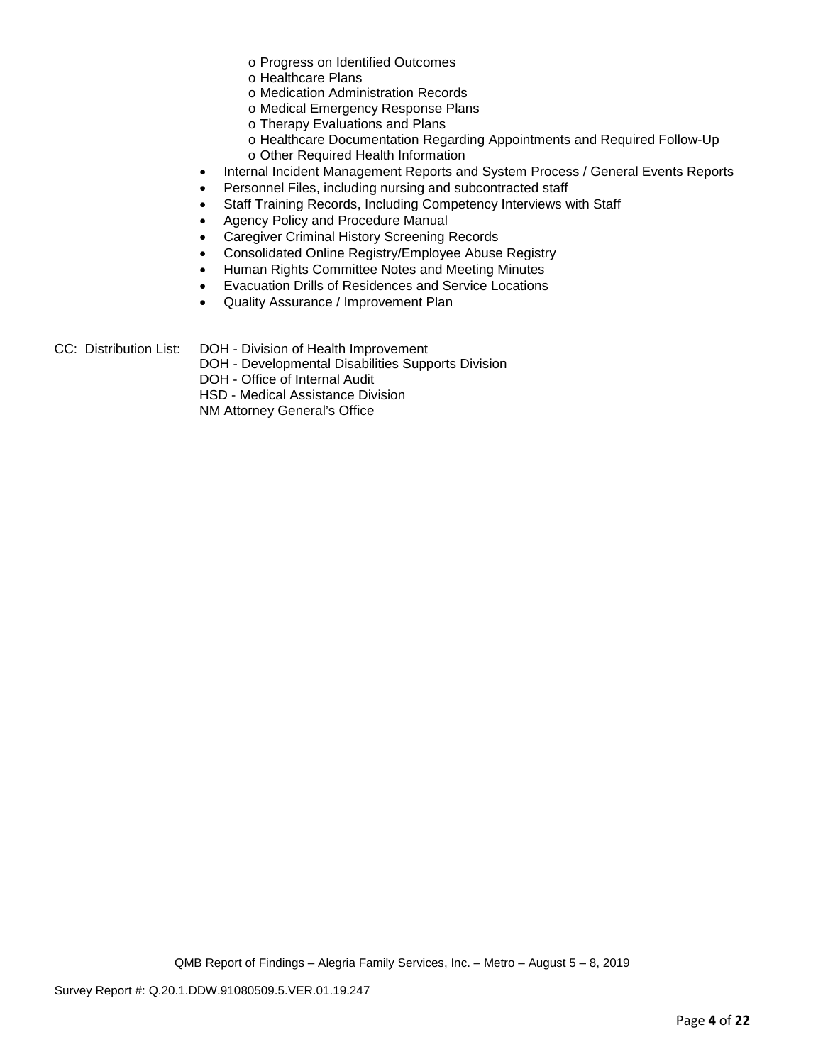- Progress on Identified Outcomes
    - Healthcare Plans
    - Medication Administration Records
    - Medical Emergency Response Plans
    - Therapy Evaluations and Plans
    - Healthcare Documentation Regarding Appointments and Required Follow-Up
    - Other Required Health Information
- Internal Incident Management Reports and System Process / General Events Reports
- Personnel Files, including nursing and subcontracted staff
- Staff Training Records, Including Competency Interviews with Staff
- Agency Policy and Procedure Manual
- Caregiver Criminal History Screening Records
- Consolidated Online Registry/Employee Abuse Registry
- Human Rights Committee Notes and Meeting Minutes
- Evacuation Drills of Residences and Service Locations
- Quality Assurance / Improvement Plan

CC: Distribution List: DOH - Division of Health Improvement
DOH - Developmental Disabilities Supports Division
DOH - Office of Internal Audit
HSD - Medical Assistance Division
NM Attorney General's Office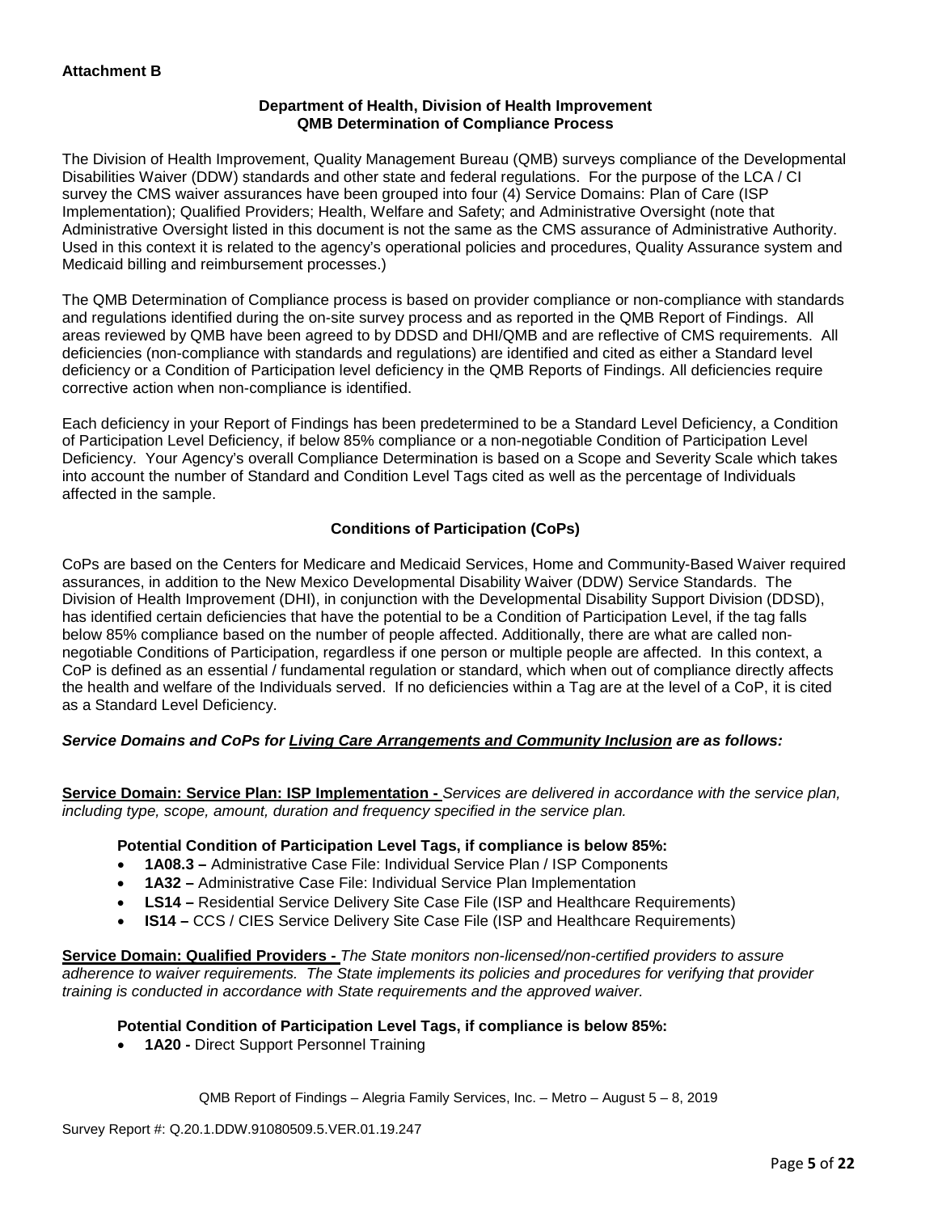**Attachment B**

**Department of Health, Division of Health Improvement**
**QMB Determination of Compliance Process**

The Division of Health Improvement, Quality Management Bureau (QMB) surveys compliance of the Developmental Disabilities Waiver (DDW) standards and other state and federal regulations. For the purpose of the LCA / CI survey the CMS waiver assurances have been grouped into four (4) Service Domains: Plan of Care (ISP Implementation); Qualified Providers; Health, Welfare and Safety; and Administrative Oversight (note that Administrative Oversight listed in this document is not the same as the CMS assurance of Administrative Authority. Used in this context it is related to the agency's operational policies and procedures, Quality Assurance system and Medicaid billing and reimbursement processes.)

The QMB Determination of Compliance process is based on provider compliance or non-compliance with standards and regulations identified during the on-site survey process and as reported in the QMB Report of Findings. All areas reviewed by QMB have been agreed to by DDSD and DHI/QMB and are reflective of CMS requirements. All deficiencies (non-compliance with standards and regulations) are identified and cited as either a Standard level deficiency or a Condition of Participation level deficiency in the QMB Reports of Findings. All deficiencies require corrective action when non-compliance is identified.

Each deficiency in your Report of Findings has been predetermined to be a Standard Level Deficiency, a Condition of Participation Level Deficiency, if below 85% compliance or a non-negotiable Condition of Participation Level Deficiency. Your Agency's overall Compliance Determination is based on a Scope and Severity Scale which takes into account the number of Standard and Condition Level Tags cited as well as the percentage of Individuals affected in the sample.

**Conditions of Participation (CoPs)**

CoPs are based on the Centers for Medicare and Medicaid Services, Home and Community-Based Waiver required assurances, in addition to the New Mexico Developmental Disability Waiver (DDW) Service Standards. The Division of Health Improvement (DHI), in conjunction with the Developmental Disability Support Division (DDSD), has identified certain deficiencies that have the potential to be a Condition of Participation Level, if the tag falls below 85% compliance based on the number of people affected. Additionally, there are what are called non-negotiable Conditions of Participation, regardless if one person or multiple people are affected. In this context, a CoP is defined as an essential / fundamental regulation or standard, which when out of compliance directly affects the health and welfare of the Individuals served. If no deficiencies within a Tag are at the level of a CoP, it is cited as a Standard Level Deficiency.

***Service Domains and CoPs for Living Care Arrangements and Community Inclusion are as follows:***

**Service Domain: Service Plan: ISP Implementation -** *Services are delivered in accordance with the service plan, including type, scope, amount, duration and frequency specified in the service plan.*

**Potential Condition of Participation Level Tags, if compliance is below 85%:**

- **1A08.3 –** Administrative Case File: Individual Service Plan / ISP Components
- **1A32 –** Administrative Case File: Individual Service Plan Implementation
- **LS14 –** Residential Service Delivery Site Case File (ISP and Healthcare Requirements)
- **IS14 –** CCS / CIES Service Delivery Site Case File (ISP and Healthcare Requirements)

**Service Domain: Qualified Providers -** *The State monitors non-licensed/non-certified providers to assure adherence to waiver requirements. The State implements its policies and procedures for verifying that provider training is conducted in accordance with State requirements and the approved waiver.*

**Potential Condition of Participation Level Tags, if compliance is below 85%:**

- **1A20 -** Direct Support Personnel Training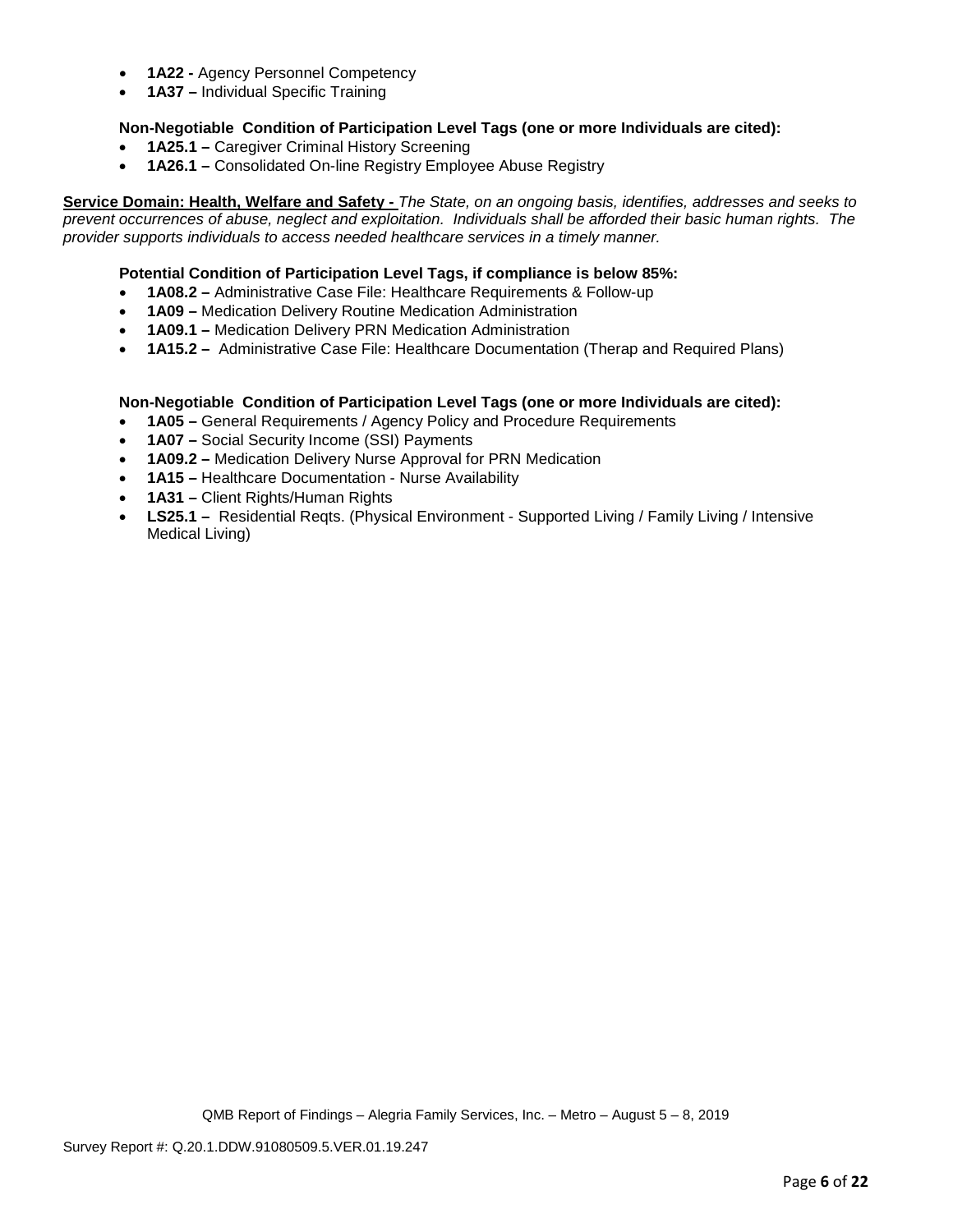- **1A22 -** Agency Personnel Competency
- **1A37 –** Individual Specific Training

**Non-Negotiable Condition of Participation Level Tags (one or more Individuals are cited):**

- **1A25.1 –** Caregiver Criminal History Screening
- **1A26.1 –** Consolidated On-line Registry Employee Abuse Registry

**Service Domain: Health, Welfare and Safety -** *The State, on an ongoing basis, identifies, addresses and seeks to prevent occurrences of abuse, neglect and exploitation. Individuals shall be afforded their basic human rights. The provider supports individuals to access needed healthcare services in a timely manner.*

**Potential Condition of Participation Level Tags, if compliance is below 85%:**

- **1A08.2 –** Administrative Case File: Healthcare Requirements & Follow-up
- **1A09 –** Medication Delivery Routine Medication Administration
- **1A09.1 –** Medication Delivery PRN Medication Administration
- **1A15.2 –** Administrative Case File: Healthcare Documentation (Therap and Required Plans)

**Non-Negotiable Condition of Participation Level Tags (one or more Individuals are cited):**

- **1A05 –** General Requirements / Agency Policy and Procedure Requirements
- **1A07 –** Social Security Income (SSI) Payments
- **1A09.2 –** Medication Delivery Nurse Approval for PRN Medication
- **1A15 –** Healthcare Documentation - Nurse Availability
- **1A31 –** Client Rights/Human Rights
- **LS25.1 –** Residential Reqts. (Physical Environment - Supported Living / Family Living / Intensive Medical Living)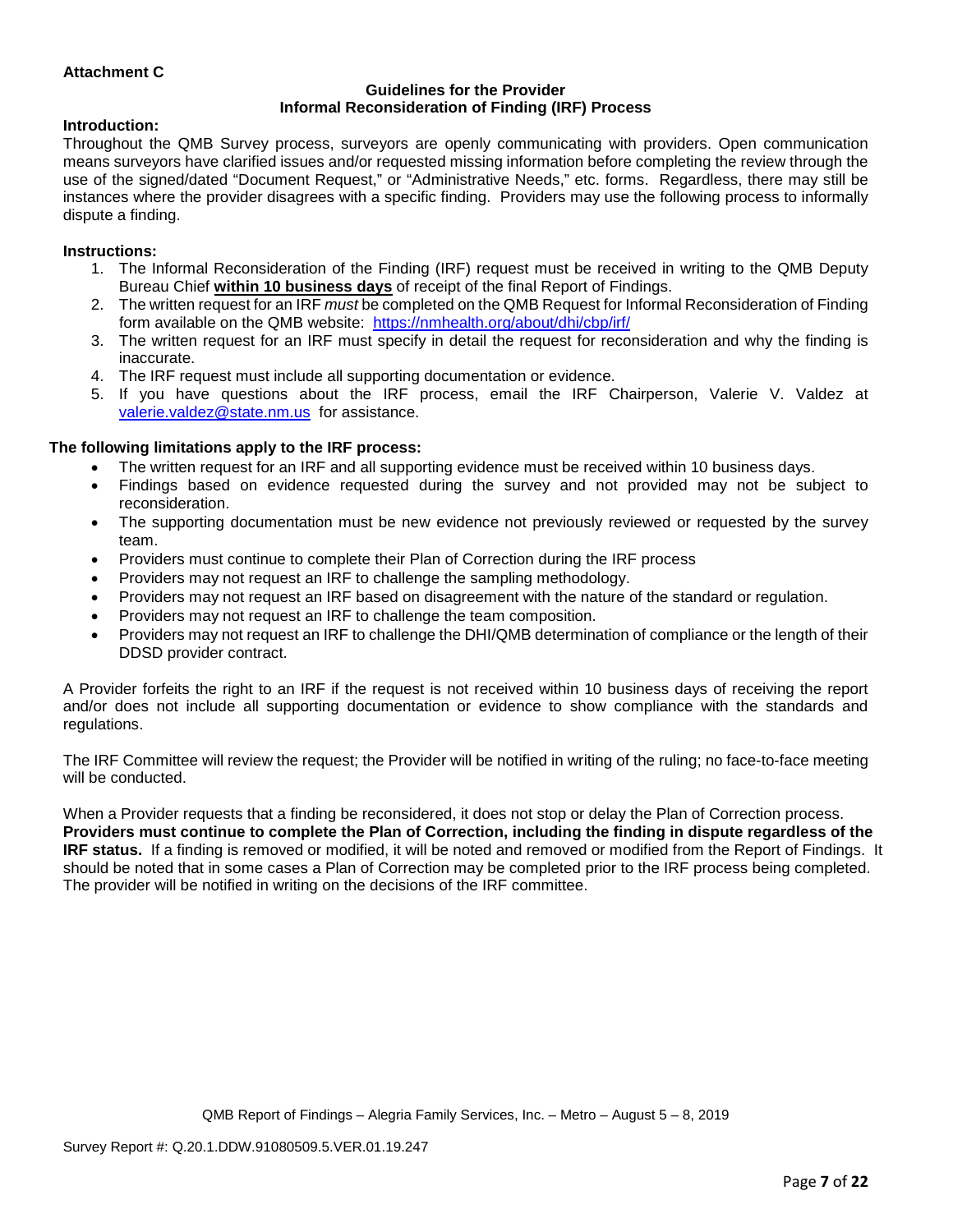**Attachment C**

**Guidelines for the Provider**
**Informal Reconsideration of Finding (IRF) Process**

**Introduction:**

Throughout the QMB Survey process, surveyors are openly communicating with providers. Open communication means surveyors have clarified issues and/or requested missing information before completing the review through the use of the signed/dated "Document Request," or "Administrative Needs," etc. forms. Regardless, there may still be instances where the provider disagrees with a specific finding. Providers may use the following process to informally dispute a finding.

**Instructions:**

1. The Informal Reconsideration of the Finding (IRF) request must be received in writing to the QMB Deputy Bureau Chief **within 10 business days** of receipt of the final Report of Findings.
2. The written request for an IRF *must* be completed on the QMB Request for Informal Reconsideration of Finding form available on the QMB website: https://nmhealth.org/about/dhi/cbp/irf/
3. The written request for an IRF must specify in detail the request for reconsideration and why the finding is inaccurate.
4. The IRF request must include all supporting documentation or evidence.
5. If you have questions about the IRF process, email the IRF Chairperson, Valerie V. Valdez at valerie.valdez@state.nm.us for assistance.

**The following limitations apply to the IRF process:**

- The written request for an IRF and all supporting evidence must be received within 10 business days.
- Findings based on evidence requested during the survey and not provided may not be subject to reconsideration.
- The supporting documentation must be new evidence not previously reviewed or requested by the survey team.
- Providers must continue to complete their Plan of Correction during the IRF process
- Providers may not request an IRF to challenge the sampling methodology.
- Providers may not request an IRF based on disagreement with the nature of the standard or regulation.
- Providers may not request an IRF to challenge the team composition.
- Providers may not request an IRF to challenge the DHI/QMB determination of compliance or the length of their DDSD provider contract.

A Provider forfeits the right to an IRF if the request is not received within 10 business days of receiving the report and/or does not include all supporting documentation or evidence to show compliance with the standards and regulations.

The IRF Committee will review the request; the Provider will be notified in writing of the ruling; no face-to-face meeting will be conducted.

When a Provider requests that a finding be reconsidered, it does not stop or delay the Plan of Correction process. **Providers must continue to complete the Plan of Correction, including the finding in dispute regardless of the IRF status.** If a finding is removed or modified, it will be noted and removed or modified from the Report of Findings. It should be noted that in some cases a Plan of Correction may be completed prior to the IRF process being completed. The provider will be notified in writing on the decisions of the IRF committee.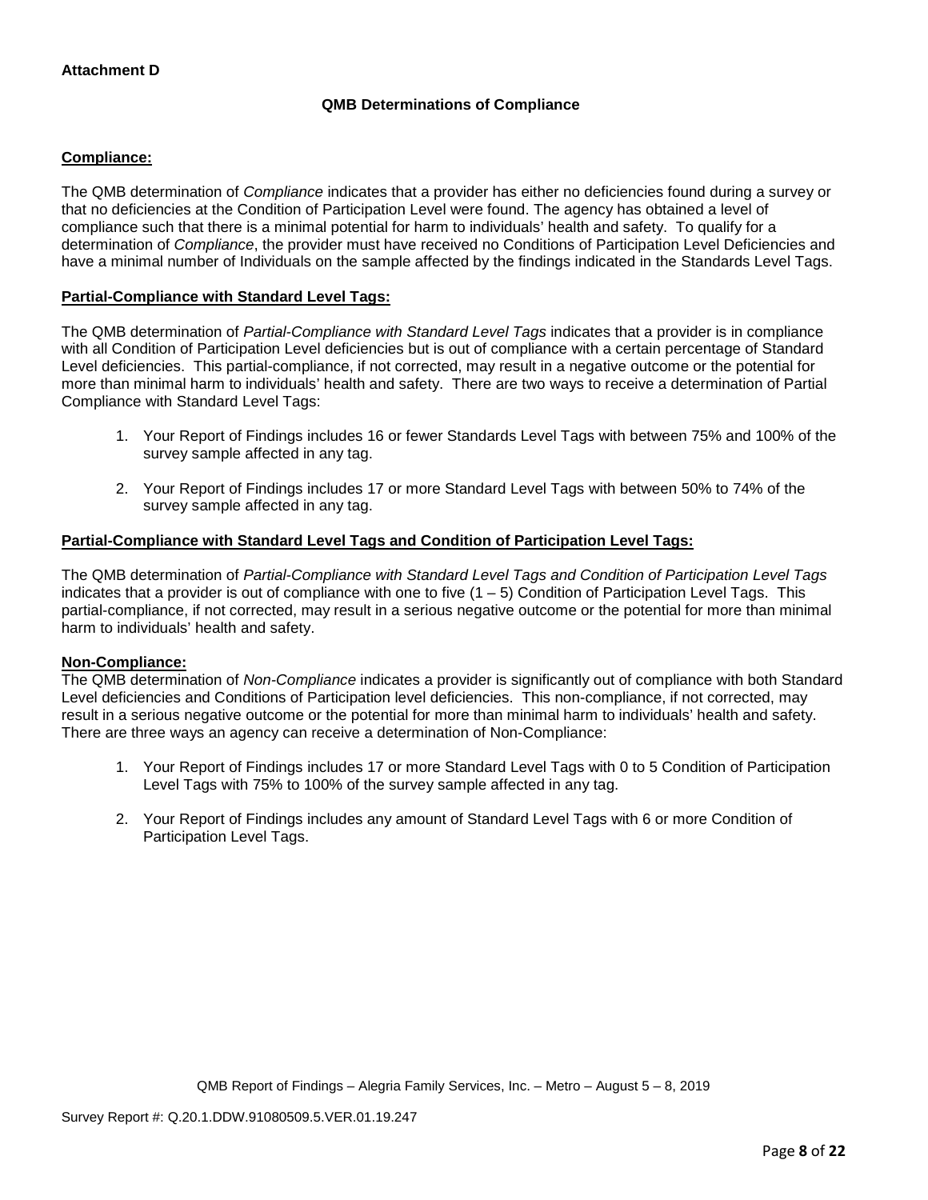**Attachment D**

**QMB Determinations of Compliance**

**Compliance:**

The QMB determination of *Compliance* indicates that a provider has either no deficiencies found during a survey or that no deficiencies at the Condition of Participation Level were found. The agency has obtained a level of compliance such that there is a minimal potential for harm to individuals' health and safety. To qualify for a determination of *Compliance*, the provider must have received no Conditions of Participation Level Deficiencies and have a minimal number of Individuals on the sample affected by the findings indicated in the Standards Level Tags.

**Partial-Compliance with Standard Level Tags:**

The QMB determination of *Partial-Compliance with Standard Level Tags* indicates that a provider is in compliance with all Condition of Participation Level deficiencies but is out of compliance with a certain percentage of Standard Level deficiencies. This partial-compliance, if not corrected, may result in a negative outcome or the potential for more than minimal harm to individuals' health and safety. There are two ways to receive a determination of Partial Compliance with Standard Level Tags:

1. Your Report of Findings includes 16 or fewer Standards Level Tags with between 75% and 100% of the survey sample affected in any tag.

2. Your Report of Findings includes 17 or more Standard Level Tags with between 50% to 74% of the survey sample affected in any tag.

**Partial-Compliance with Standard Level Tags and Condition of Participation Level Tags:**

The QMB determination of *Partial-Compliance with Standard Level Tags and Condition of Participation Level Tags* indicates that a provider is out of compliance with one to five (1 – 5) Condition of Participation Level Tags. This partial-compliance, if not corrected, may result in a serious negative outcome or the potential for more than minimal harm to individuals' health and safety.

**Non-Compliance:**

The QMB determination of *Non-Compliance* indicates a provider is significantly out of compliance with both Standard Level deficiencies and Conditions of Participation level deficiencies. This non-compliance, if not corrected, may result in a serious negative outcome or the potential for more than minimal harm to individuals' health and safety. There are three ways an agency can receive a determination of Non-Compliance:

1. Your Report of Findings includes 17 or more Standard Level Tags with 0 to 5 Condition of Participation Level Tags with 75% to 100% of the survey sample affected in any tag.

2. Your Report of Findings includes any amount of Standard Level Tags with 6 or more Condition of Participation Level Tags.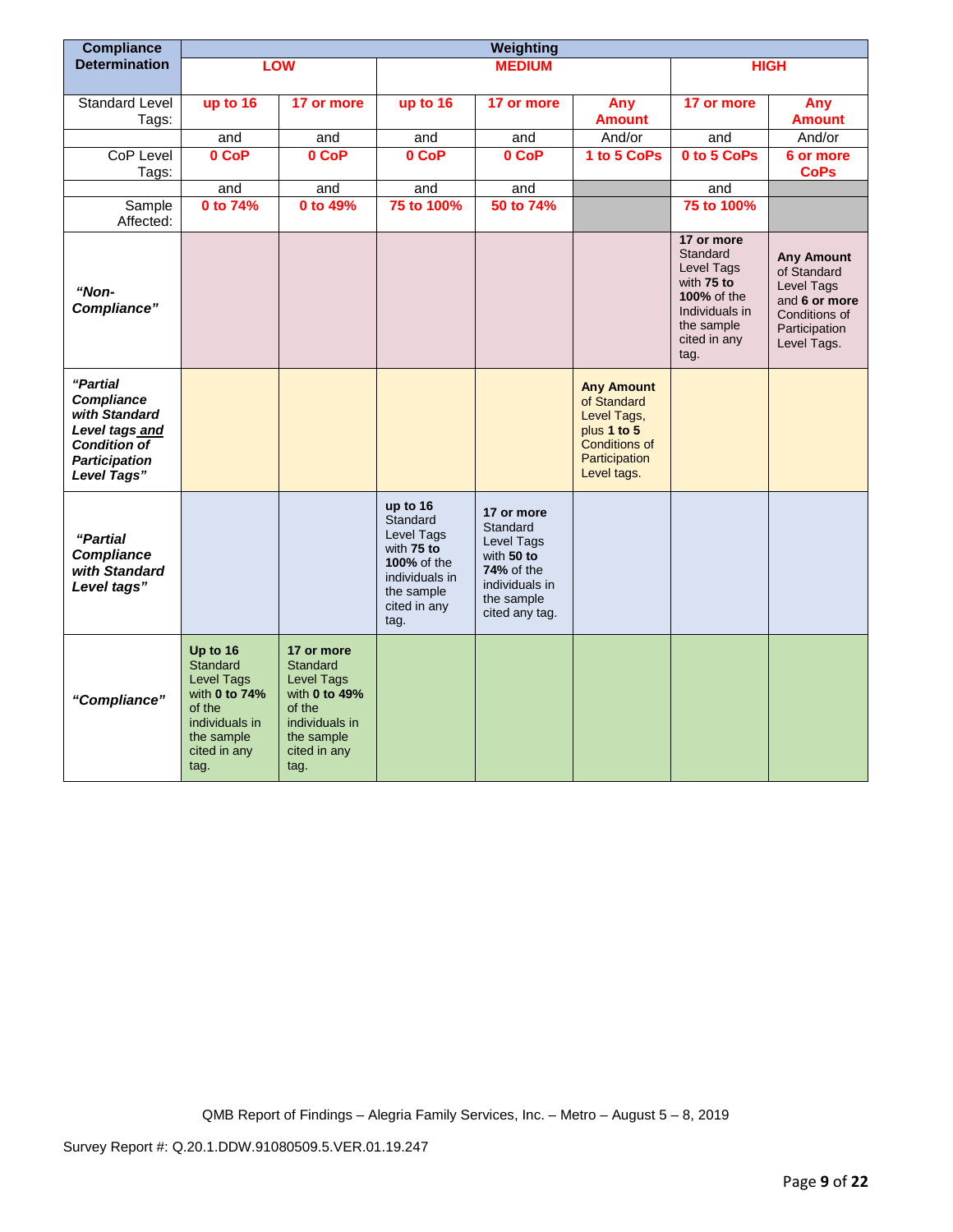| Compliance Determination | Weighting | | | | | | |
|---|---|---|---|---|---|---|---|
| | LOW | | MEDIUM | | | HIGH | |
| Standard Level Tags: | up to 16 | 17 or more | up to 16 | 17 or more | Any Amount | 17 or more | Any Amount |
| | and | and | and | and | And/or | and | And/or |
| CoP Level Tags: | 0 CoP | 0 CoP | 0 CoP | 0 CoP | 1 to 5 CoPs | 0 to 5 CoPs | 6 or more CoPs |
| | and | and | and | and | | and | |
| Sample Affected: | 0 to 74% | 0 to 49% | 75 to 100% | 50 to 74% | | 75 to 100% | |
| ***"Non-Compliance"*** | | | | | | **17 or more** Standard Level Tags with **75 to 100%** of the Individuals in the sample cited in any tag. | **Any Amount** of Standard Level Tags and **6 or more** Conditions of Participation Level Tags. |
| ***"Partial Compliance with Standard Level tags and Condition of Participation Level Tags"*** | | | | | **Any Amount** of Standard Level Tags, plus **1 to 5** Conditions of Participation Level tags. | | |
| ***"Partial Compliance with Standard Level tags"*** | | | **up to 16** Standard Level Tags with **75 to 100%** of the individuals in the sample cited in any tag. | **17 or more** Standard Level Tags with **50 to 74%** of the individuals in the sample cited any tag. | | | |
| ***"Compliance"*** | **Up to 16** Standard Level Tags with **0 to 74%** of the individuals in the sample cited in any tag. | **17 or more** Standard Level Tags with **0 to 49%** of the individuals in the sample cited in any tag. | | | | | |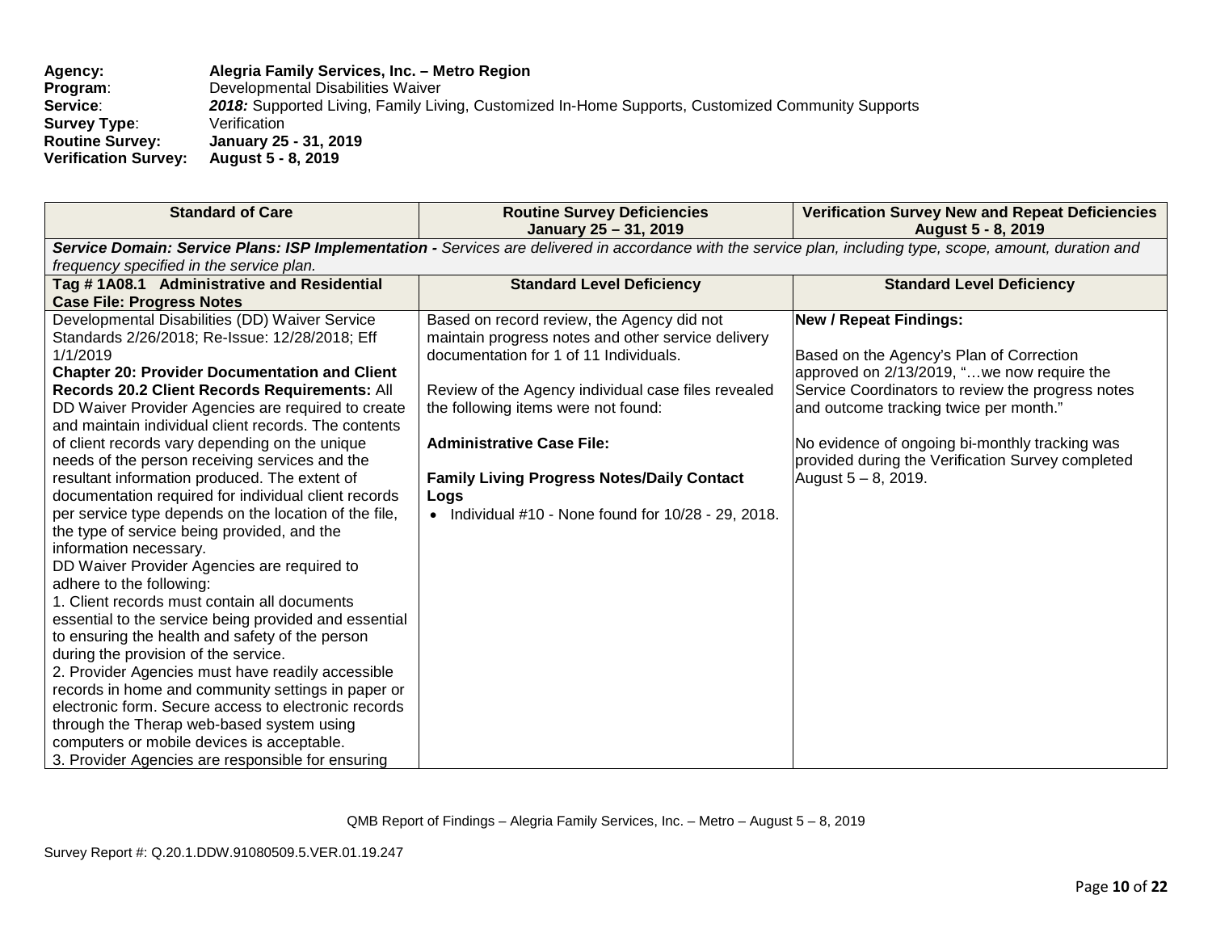**Agency:** **Alegria Family Services, Inc. – Metro Region**
**Program**: Developmental Disabilities Waiver
**Service**: ***2018:*** Supported Living, Family Living, Customized In-Home Supports, Customized Community Supports
**Survey Type**: Verification
**Routine Survey:** **January 25 - 31, 2019**
**Verification Survey:** **August 5 - 8, 2019**

| Standard of Care | Routine Survey Deficiencies January 25 – 31, 2019 | Verification Survey New and Repeat Deficiencies August 5 - 8, 2019 |
|---|---|---|
| ***Service Domain: Service Plans: ISP Implementation -*** *Services are delivered in accordance with the service plan, including type, scope, amount, duration and frequency specified in the service plan.* | | |
| **Tag # 1A08.1 Administrative and Residential Case File: Progress Notes** | **Standard Level Deficiency** | **Standard Level Deficiency** |
| Developmental Disabilities (DD) Waiver Service Standards 2/26/2018; Re-Issue: 12/28/2018; Eff 1/1/2019<br>**Chapter 20: Provider Documentation and Client Records 20.2 Client Records Requirements:** All DD Waiver Provider Agencies are required to create and maintain individual client records. The contents of client records vary depending on the unique needs of the person receiving services and the resultant information produced. The extent of documentation required for individual client records per service type depends on the location of the file, the type of service being provided, and the information necessary.<br>DD Waiver Provider Agencies are required to adhere to the following:<br>1. Client records must contain all documents essential to the service being provided and essential to ensuring the health and safety of the person during the provision of the service.<br>2. Provider Agencies must have readily accessible records in home and community settings in paper or electronic form. Secure access to electronic records through the Therap web-based system using computers or mobile devices is acceptable.<br>3. Provider Agencies are responsible for ensuring | Based on record review, the Agency did not maintain progress notes and other service delivery documentation for 1 of 11 Individuals.<br><br>Review of the Agency individual case files revealed the following items were not found:<br><br>**Administrative Case File:**<br><br>**Family Living Progress Notes/Daily Contact Logs**<br>• Individual #10 - None found for 10/28 - 29, 2018. | **New / Repeat Findings:**<br><br>Based on the Agency's Plan of Correction approved on 2/13/2019, "…we now require the Service Coordinators to review the progress notes and outcome tracking twice per month."<br><br>No evidence of ongoing bi-monthly tracking was provided during the Verification Survey completed August 5 – 8, 2019. |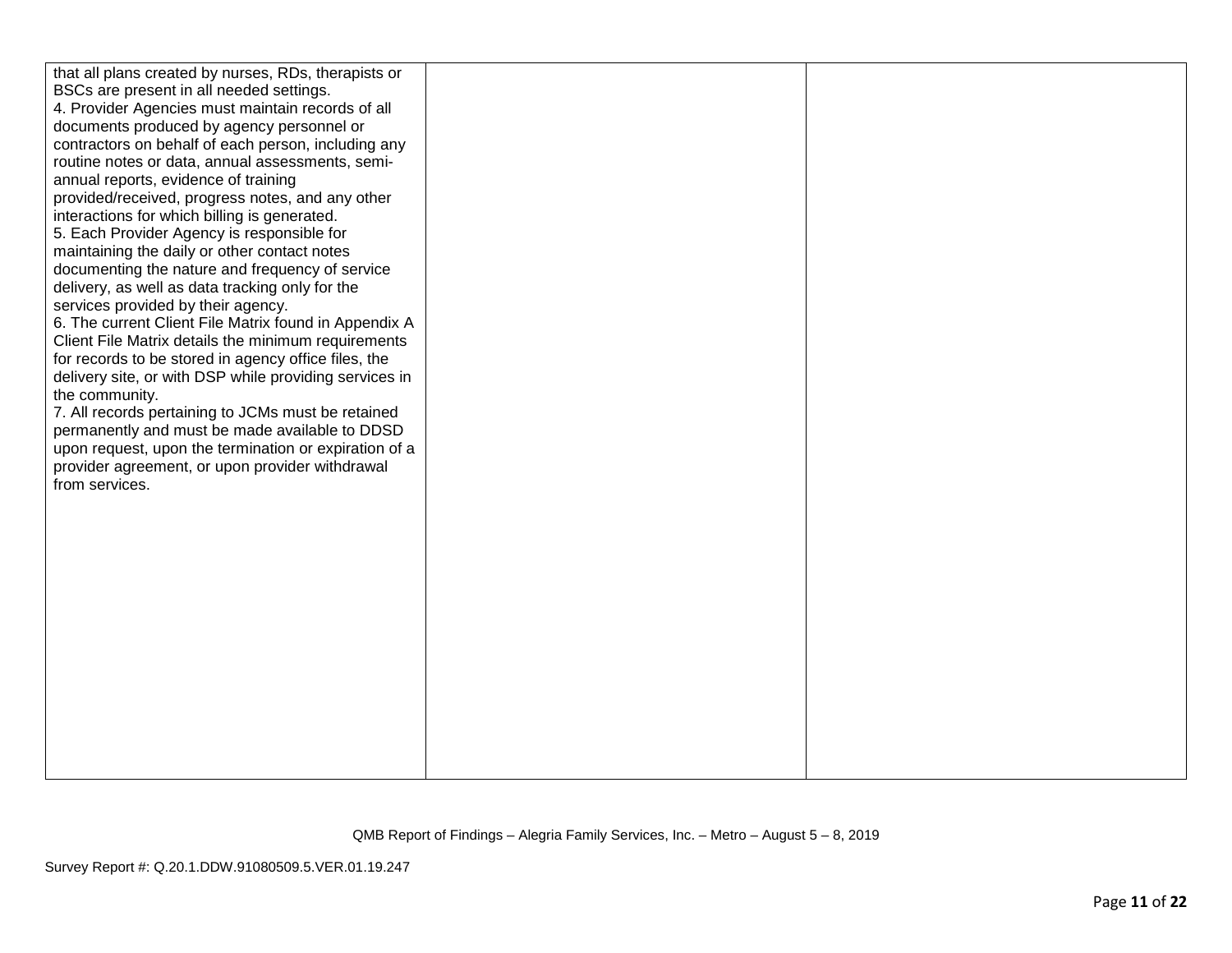| | | |
|---|---|---|
| that all plans created by nurses, RDs, therapists or BSCs are present in all needed settings.<br>4. Provider Agencies must maintain records of all documents produced by agency personnel or contractors on behalf of each person, including any routine notes or data, annual assessments, semi-annual reports, evidence of training provided/received, progress notes, and any other interactions for which billing is generated.<br>5. Each Provider Agency is responsible for maintaining the daily or other contact notes documenting the nature and frequency of service delivery, as well as data tracking only for the services provided by their agency.<br>6. The current Client File Matrix found in Appendix A Client File Matrix details the minimum requirements for records to be stored in agency office files, the delivery site, or with DSP while providing services in the community.<br>7. All records pertaining to JCMs must be retained permanently and must be made available to DDSD upon request, upon the termination or expiration of a provider agreement, or upon provider withdrawal from services. | | |

QMB Report of Findings – Alegria Family Services, Inc. – Metro – August 5 – 8, 2019

Survey Report #: Q.20.1.DDW.91080509.5.VER.01.19.247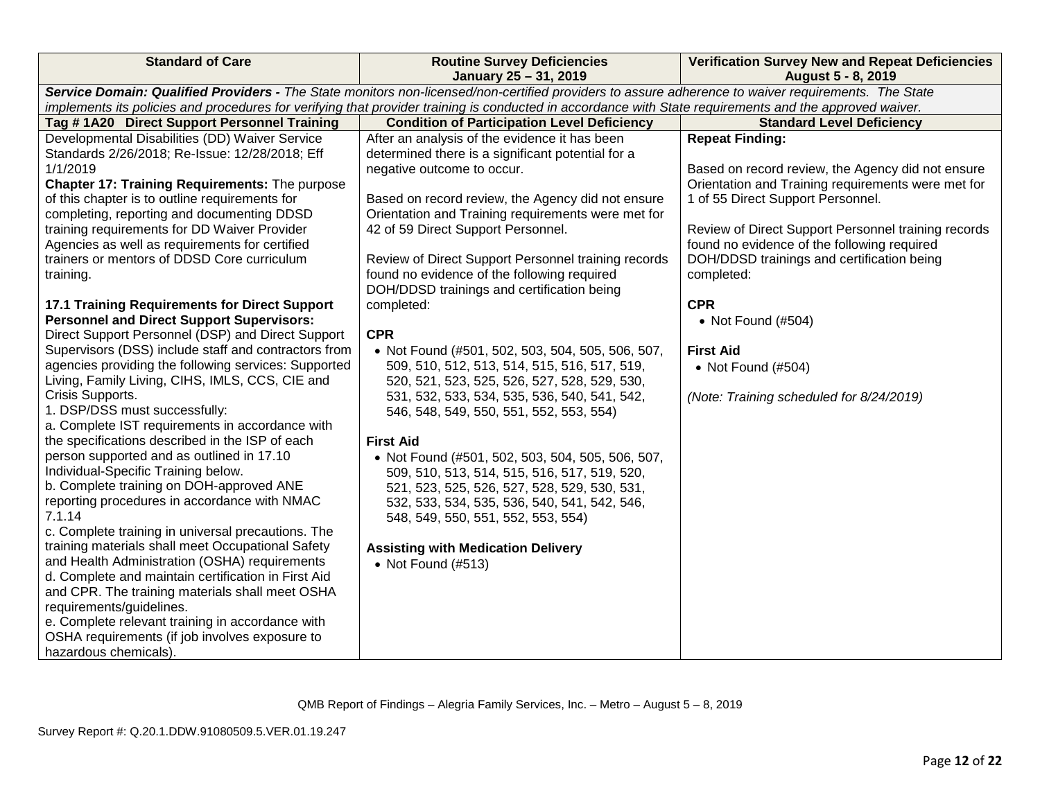| Standard of Care | Routine Survey Deficiencies January 25 – 31, 2019 | Verification Survey New and Repeat Deficiencies August 5 - 8, 2019 |
|---|---|---|
| ***Service Domain: Qualified Providers -*** *The State monitors non-licensed/non-certified providers to assure adherence to waiver requirements. The State implements its policies and procedures for verifying that provider training is conducted in accordance with State requirements and the approved waiver.* | | |
| **Tag # 1A20 Direct Support Personnel Training** | **Condition of Participation Level Deficiency** | **Standard Level Deficiency** |
| Developmental Disabilities (DD) Waiver Service Standards 2/26/2018; Re-Issue: 12/28/2018; Eff 1/1/2019<br>**Chapter 17: Training Requirements:** The purpose of this chapter is to outline requirements for completing, reporting and documenting DDSD training requirements for DD Waiver Provider Agencies as well as requirements for certified trainers or mentors of DDSD Core curriculum training.<br><br>**17.1 Training Requirements for Direct Support Personnel and Direct Support Supervisors:** Direct Support Personnel (DSP) and Direct Support Supervisors (DSS) include staff and contractors from agencies providing the following services: Supported Living, Family Living, CIHS, IMLS, CCS, CIE and Crisis Supports.<br>1. DSP/DSS must successfully:<br>a. Complete IST requirements in accordance with the specifications described in the ISP of each person supported and as outlined in 17.10 Individual-Specific Training below.<br>b. Complete training on DOH-approved ANE reporting procedures in accordance with NMAC 7.1.14<br>c. Complete training in universal precautions. The training materials shall meet Occupational Safety and Health Administration (OSHA) requirements<br>d. Complete and maintain certification in First Aid and CPR. The training materials shall meet OSHA requirements/guidelines.<br>e. Complete relevant training in accordance with OSHA requirements (if job involves exposure to hazardous chemicals). | After an analysis of the evidence it has been determined there is a significant potential for a negative outcome to occur.<br><br>Based on record review, the Agency did not ensure Orientation and Training requirements were met for 42 of 59 Direct Support Personnel.<br><br>Review of Direct Support Personnel training records found no evidence of the following required DOH/DDSD trainings and certification being completed:<br><br>**CPR**<br>• Not Found (#501, 502, 503, 504, 505, 506, 507, 509, 510, 512, 513, 514, 515, 516, 517, 519, 520, 521, 523, 525, 526, 527, 528, 529, 530, 531, 532, 533, 534, 535, 536, 540, 541, 542, 546, 548, 549, 550, 551, 552, 553, 554)<br><br>**First Aid**<br>• Not Found (#501, 502, 503, 504, 505, 506, 507, 509, 510, 513, 514, 515, 516, 517, 519, 520, 521, 523, 525, 526, 527, 528, 529, 530, 531, 532, 533, 534, 535, 536, 540, 541, 542, 546, 548, 549, 550, 551, 552, 553, 554)<br><br>**Assisting with Medication Delivery**<br>• Not Found (#513) | **Repeat Finding:**<br><br>Based on record review, the Agency did not ensure Orientation and Training requirements were met for 1 of 55 Direct Support Personnel.<br><br>Review of Direct Support Personnel training records found no evidence of the following required DOH/DDSD trainings and certification being completed:<br><br>**CPR**<br>• Not Found (#504)<br><br>**First Aid**<br>• Not Found (#504)<br><br>*(Note: Training scheduled for 8/24/2019)* |

QMB Report of Findings – Alegria Family Services, Inc. – Metro – August 5 – 8, 2019

Survey Report #: Q.20.1.DDW.91080509.5.VER.01.19.247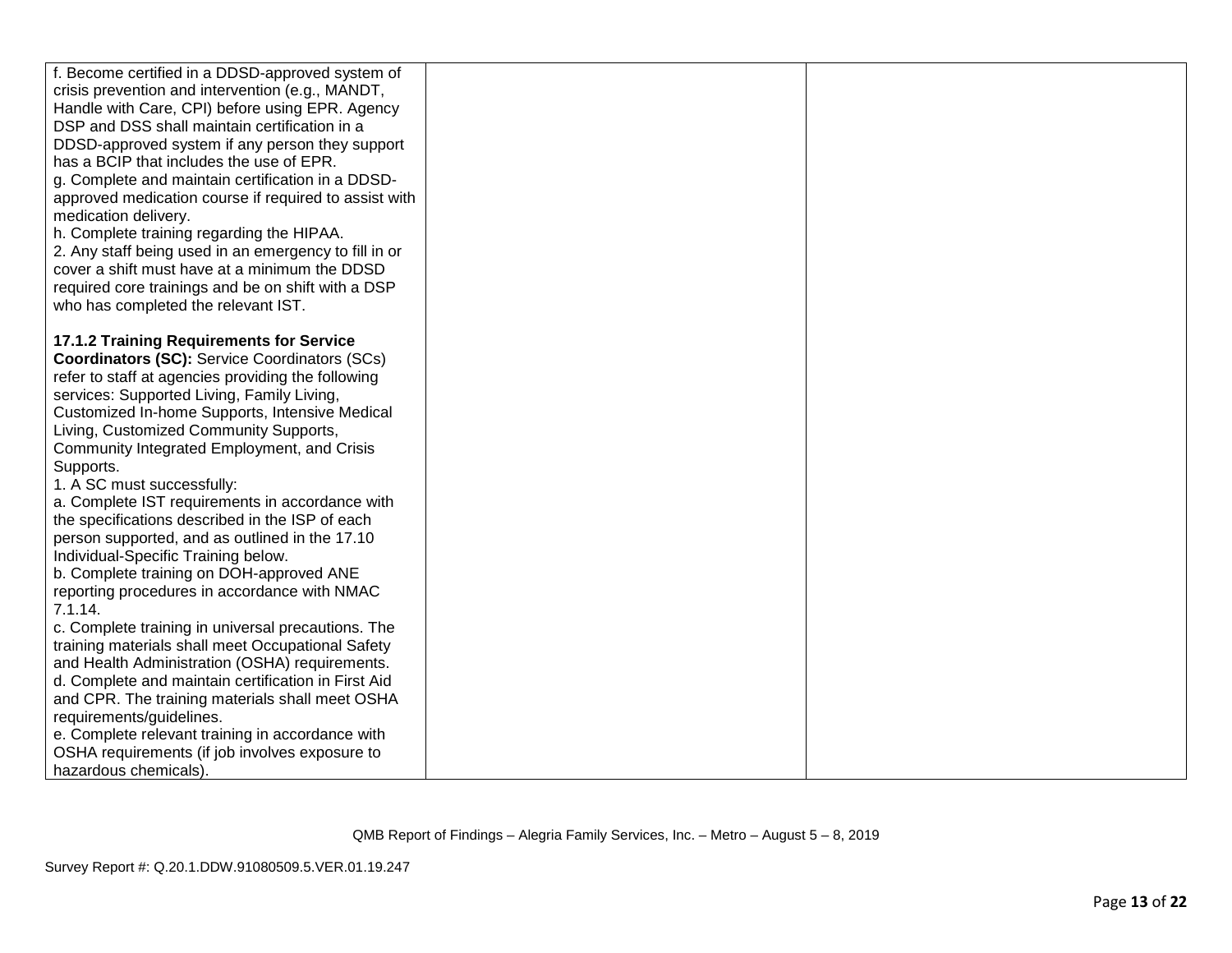| | | |
|---|---|---|
| f. Become certified in a DDSD-approved system of crisis prevention and intervention (e.g., MANDT, Handle with Care, CPI) before using EPR. Agency DSP and DSS shall maintain certification in a DDSD-approved system if any person they support has a BCIP that includes the use of EPR.<br>g. Complete and maintain certification in a DDSD-approved medication course if required to assist with medication delivery.<br>h. Complete training regarding the HIPAA.<br>2. Any staff being used in an emergency to fill in or cover a shift must have at a minimum the DDSD required core trainings and be on shift with a DSP who has completed the relevant IST.<br><br>**17.1.2 Training Requirements for Service Coordinators (SC):** Service Coordinators (SCs) refer to staff at agencies providing the following services: Supported Living, Family Living, Customized In-home Supports, Intensive Medical Living, Customized Community Supports, Community Integrated Employment, and Crisis Supports.<br>1. A SC must successfully:<br>a. Complete IST requirements in accordance with the specifications described in the ISP of each person supported, and as outlined in the 17.10 Individual-Specific Training below.<br>b. Complete training on DOH-approved ANE reporting procedures in accordance with NMAC 7.1.14.<br>c. Complete training in universal precautions. The training materials shall meet Occupational Safety and Health Administration (OSHA) requirements.<br>d. Complete and maintain certification in First Aid and CPR. The training materials shall meet OSHA requirements/guidelines.<br>e. Complete relevant training in accordance with OSHA requirements (if job involves exposure to hazardous chemicals). | | |

QMB Report of Findings – Alegria Family Services, Inc. – Metro – August 5 – 8, 2019

Survey Report #: Q.20.1.DDW.91080509.5.VER.01.19.247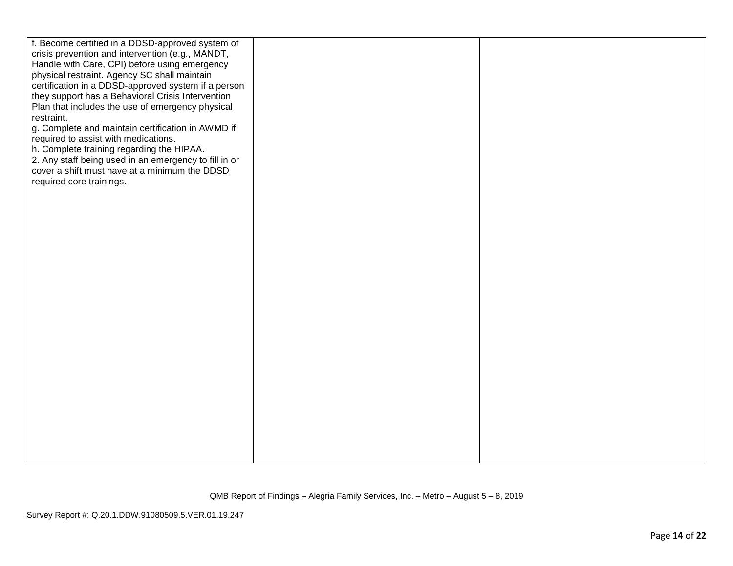| | | |
|---|---|---|
| f. Become certified in a DDSD-approved system of crisis prevention and intervention (e.g., MANDT, Handle with Care, CPI) before using emergency physical restraint. Agency SC shall maintain certification in a DDSD-approved system if a person they support has a Behavioral Crisis Intervention Plan that includes the use of emergency physical restraint.<br>g. Complete and maintain certification in AWMD if required to assist with medications.<br>h. Complete training regarding the HIPAA.<br>2. Any staff being used in an emergency to fill in or cover a shift must have at a minimum the DDSD required core trainings. | | |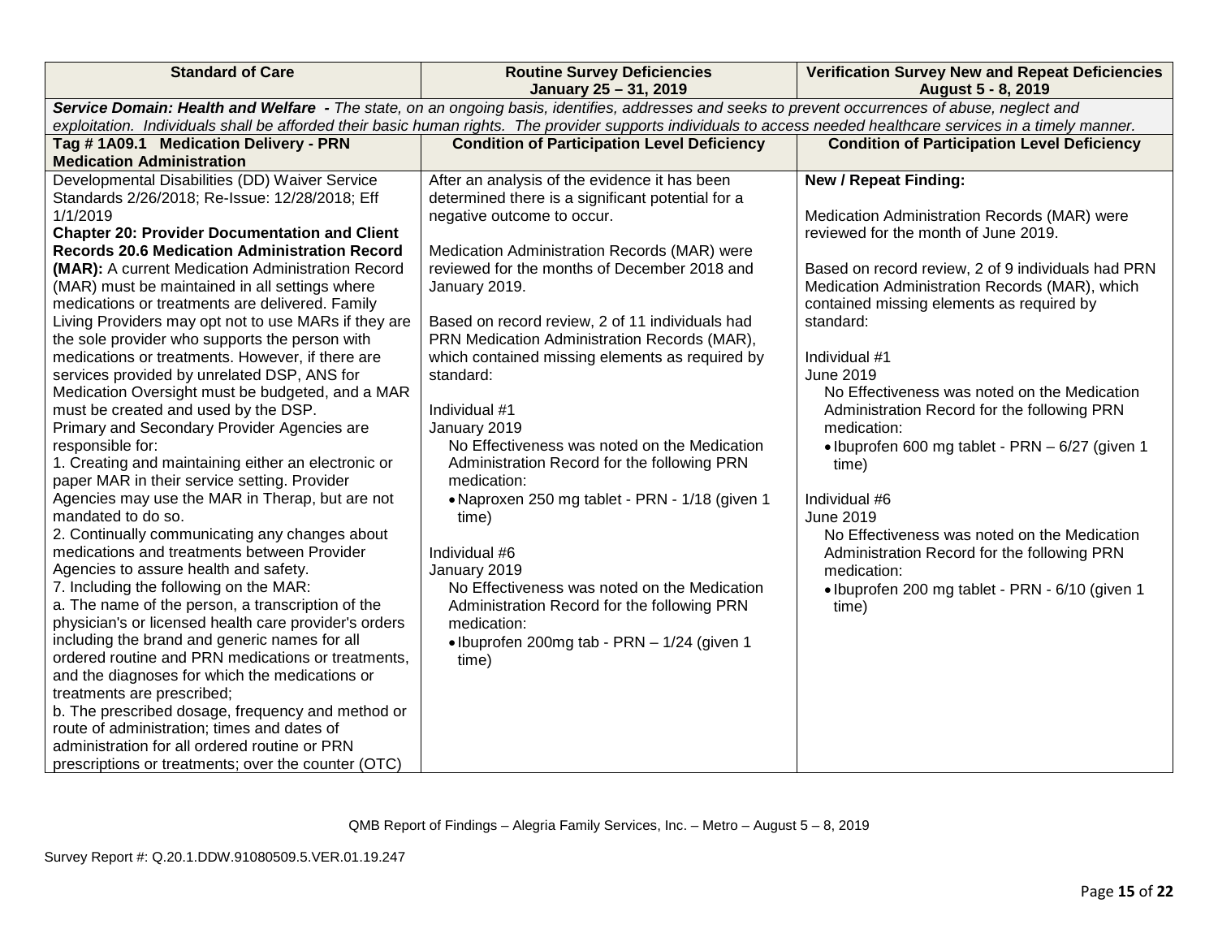| Standard of Care | Routine Survey Deficiencies January 25 – 31, 2019 | Verification Survey New and Repeat Deficiencies August 5 - 8, 2019 |
|---|---|---|
| ***Service Domain: Health and Welfare** - The state, on an ongoing basis, identifies, addresses and seeks to prevent occurrences of abuse, neglect and exploitation. Individuals shall be afforded their basic human rights. The provider supports individuals to access needed healthcare services in a timely manner.* | | |
| **Tag # 1A09.1 Medication Delivery - PRN Medication Administration** | **Condition of Participation Level Deficiency** | **Condition of Participation Level Deficiency** |
| Developmental Disabilities (DD) Waiver Service Standards 2/26/2018; Re-Issue: 12/28/2018; Eff 1/1/2019<br>**Chapter 20: Provider Documentation and Client Records 20.6 Medication Administration Record (MAR):** A current Medication Administration Record (MAR) must be maintained in all settings where medications or treatments are delivered. Family Living Providers may opt not to use MARs if they are the sole provider who supports the person with medications or treatments. However, if there are services provided by unrelated DSP, ANS for Medication Oversight must be budgeted, and a MAR must be created and used by the DSP.<br>Primary and Secondary Provider Agencies are responsible for:<br>1. Creating and maintaining either an electronic or paper MAR in their service setting. Provider Agencies may use the MAR in Therap, but are not mandated to do so.<br>2. Continually communicating any changes about medications and treatments between Provider Agencies to assure health and safety.<br>7. Including the following on the MAR:<br>a. The name of the person, a transcription of the physician's or licensed health care provider's orders including the brand and generic names for all ordered routine and PRN medications or treatments, and the diagnoses for which the medications or treatments are prescribed;<br>b. The prescribed dosage, frequency and method or route of administration; times and dates of administration for all ordered routine or PRN prescriptions or treatments; over the counter (OTC) | After an analysis of the evidence it has been determined there is a significant potential for a negative outcome to occur.<br><br>Medication Administration Records (MAR) were reviewed for the months of December 2018 and January 2019.<br><br>Based on record review, 2 of 11 individuals had PRN Medication Administration Records (MAR), which contained missing elements as required by standard:<br><br>Individual #1<br>January 2019<br>No Effectiveness was noted on the Medication Administration Record for the following PRN medication:<br>• Naproxen 250 mg tablet - PRN - 1/18 (given 1 time)<br><br>Individual #6<br>January 2019<br>No Effectiveness was noted on the Medication Administration Record for the following PRN medication:<br>• Ibuprofen 200mg tab - PRN – 1/24 (given 1 time) | **New / Repeat Finding:**<br><br>Medication Administration Records (MAR) were reviewed for the month of June 2019.<br><br>Based on record review, 2 of 9 individuals had PRN Medication Administration Records (MAR), which contained missing elements as required by standard:<br><br>Individual #1<br>June 2019<br>No Effectiveness was noted on the Medication Administration Record for the following PRN medication:<br>• Ibuprofen 600 mg tablet - PRN – 6/27 (given 1 time)<br><br>Individual #6<br>June 2019<br>No Effectiveness was noted on the Medication Administration Record for the following PRN medication:<br>• Ibuprofen 200 mg tablet - PRN - 6/10 (given 1 time) |

QMB Report of Findings – Alegria Family Services, Inc. – Metro – August 5 – 8, 2019

Survey Report #: Q.20.1.DDW.91080509.5.VER.01.19.247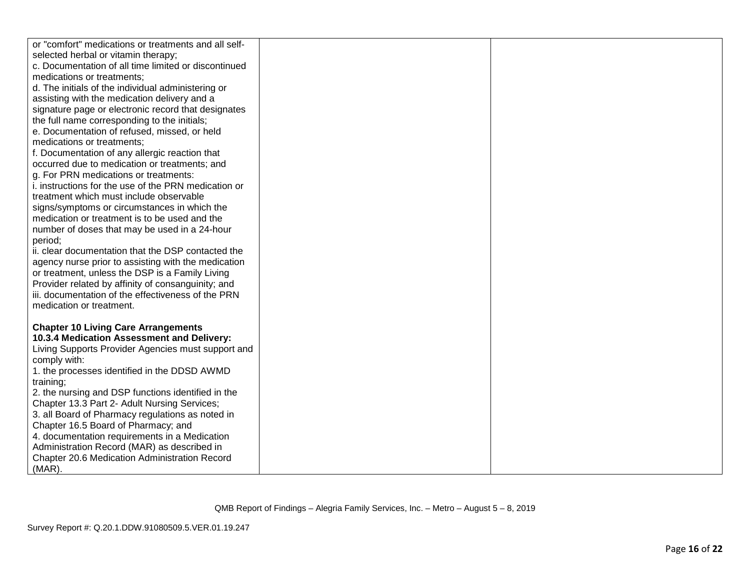| | | |
|---|---|---|
| or "comfort" medications or treatments and all self-selected herbal or vitamin therapy;<br>c. Documentation of all time limited or discontinued medications or treatments;<br>d. The initials of the individual administering or assisting with the medication delivery and a signature page or electronic record that designates the full name corresponding to the initials;<br>e. Documentation of refused, missed, or held medications or treatments;<br>f. Documentation of any allergic reaction that occurred due to medication or treatments; and<br>g. For PRN medications or treatments:<br>i. instructions for the use of the PRN medication or treatment which must include observable signs/symptoms or circumstances in which the medication or treatment is to be used and the number of doses that may be used in a 24-hour period;<br>ii. clear documentation that the DSP contacted the agency nurse prior to assisting with the medication or treatment, unless the DSP is a Family Living Provider related by affinity of consanguinity; and<br>iii. documentation of the effectiveness of the PRN medication or treatment.<br><br>**Chapter 10 Living Care Arrangements**<br>**10.3.4 Medication Assessment and Delivery:**<br>Living Supports Provider Agencies must support and comply with:<br>1. the processes identified in the DDSD AWMD training;<br>2. the nursing and DSP functions identified in the Chapter 13.3 Part 2- Adult Nursing Services;<br>3. all Board of Pharmacy regulations as noted in Chapter 16.5 Board of Pharmacy; and<br>4. documentation requirements in a Medication Administration Record (MAR) as described in Chapter 20.6 Medication Administration Record (MAR). | | |

QMB Report of Findings – Alegria Family Services, Inc. – Metro – August 5 – 8, 2019

Survey Report #: Q.20.1.DDW.91080509.5.VER.01.19.247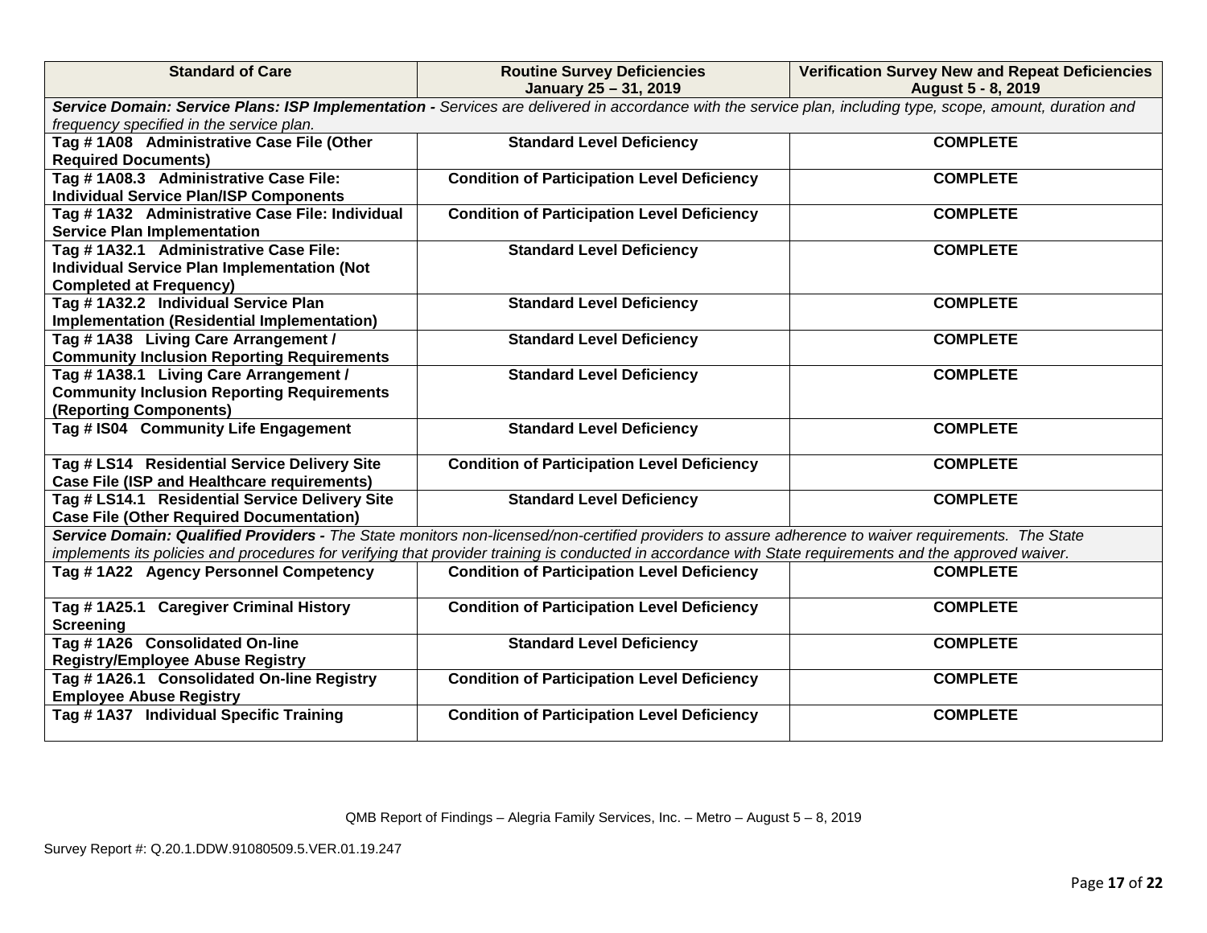| Standard of Care | Routine Survey Deficiencies January 25 – 31, 2019 | Verification Survey New and Repeat Deficiencies August 5 - 8, 2019 |
|---|---|---|
| ***Service Domain: Service Plans: ISP Implementation -*** *Services are delivered in accordance with the service plan, including type, scope, amount, duration and frequency specified in the service plan.* | | |
| **Tag # 1A08 Administrative Case File (Other Required Documents)** | **Standard Level Deficiency** | **COMPLETE** |
| **Tag # 1A08.3 Administrative Case File: Individual Service Plan/ISP Components** | **Condition of Participation Level Deficiency** | **COMPLETE** |
| **Tag # 1A32 Administrative Case File: Individual Service Plan Implementation** | **Condition of Participation Level Deficiency** | **COMPLETE** |
| **Tag # 1A32.1 Administrative Case File: Individual Service Plan Implementation (Not Completed at Frequency)** | **Standard Level Deficiency** | **COMPLETE** |
| **Tag # 1A32.2 Individual Service Plan Implementation (Residential Implementation)** | **Standard Level Deficiency** | **COMPLETE** |
| **Tag # 1A38 Living Care Arrangement / Community Inclusion Reporting Requirements** | **Standard Level Deficiency** | **COMPLETE** |
| **Tag # 1A38.1 Living Care Arrangement / Community Inclusion Reporting Requirements (Reporting Components)** | **Standard Level Deficiency** | **COMPLETE** |
| **Tag # IS04 Community Life Engagement** | **Standard Level Deficiency** | **COMPLETE** |
| **Tag # LS14 Residential Service Delivery Site Case File (ISP and Healthcare requirements)** | **Condition of Participation Level Deficiency** | **COMPLETE** |
| **Tag # LS14.1 Residential Service Delivery Site Case File (Other Required Documentation)** | **Standard Level Deficiency** | **COMPLETE** |
| ***Service Domain: Qualified Providers -*** *The State monitors non-licensed/non-certified providers to assure adherence to waiver requirements. The State implements its policies and procedures for verifying that provider training is conducted in accordance with State requirements and the approved waiver.* | | |
| **Tag # 1A22 Agency Personnel Competency** | **Condition of Participation Level Deficiency** | **COMPLETE** |
| **Tag # 1A25.1 Caregiver Criminal History Screening** | **Condition of Participation Level Deficiency** | **COMPLETE** |
| **Tag # 1A26 Consolidated On-line Registry/Employee Abuse Registry** | **Standard Level Deficiency** | **COMPLETE** |
| **Tag # 1A26.1 Consolidated On-line Registry Employee Abuse Registry** | **Condition of Participation Level Deficiency** | **COMPLETE** |
| **Tag # 1A37 Individual Specific Training** | **Condition of Participation Level Deficiency** | **COMPLETE** |

QMB Report of Findings – Alegria Family Services, Inc. – Metro – August 5 – 8, 2019

Survey Report #: Q.20.1.DDW.91080509.5.VER.01.19.247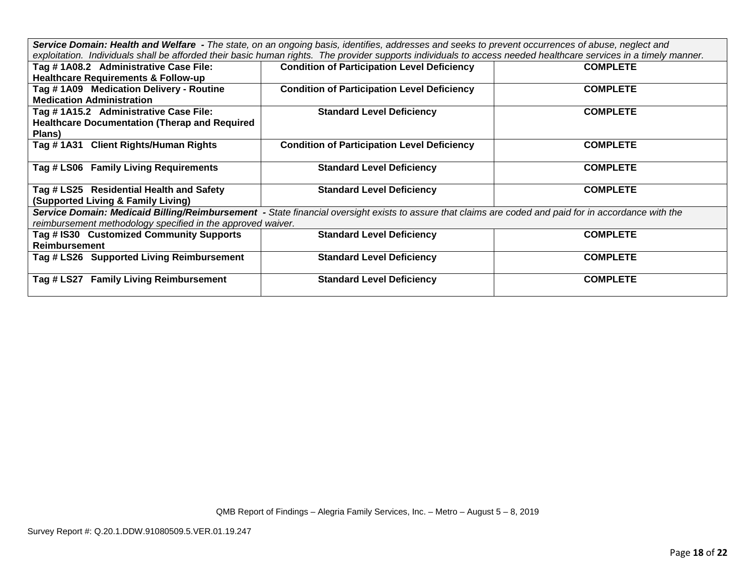| | | |
|---|---|---|
| ***Service Domain: Health and Welfare*** *- The state, on an ongoing basis, identifies, addresses and seeks to prevent occurrences of abuse, neglect and exploitation. Individuals shall be afforded their basic human rights. The provider supports individuals to access needed healthcare services in a timely manner.* | | |
| **Tag # 1A08.2 Administrative Case File: Healthcare Requirements & Follow-up** | **Condition of Participation Level Deficiency** | **COMPLETE** |
| **Tag # 1A09 Medication Delivery - Routine Medication Administration** | **Condition of Participation Level Deficiency** | **COMPLETE** |
| **Tag # 1A15.2 Administrative Case File: Healthcare Documentation (Therap and Required Plans)** | **Standard Level Deficiency** | **COMPLETE** |
| **Tag # 1A31 Client Rights/Human Rights** | **Condition of Participation Level Deficiency** | **COMPLETE** |
| **Tag # LS06 Family Living Requirements** | **Standard Level Deficiency** | **COMPLETE** |
| **Tag # LS25 Residential Health and Safety (Supported Living & Family Living)** | **Standard Level Deficiency** | **COMPLETE** |
| ***Service Domain: Medicaid Billing/Reimbursement*** *- State financial oversight exists to assure that claims are coded and paid for in accordance with the reimbursement methodology specified in the approved waiver.* | | |
| **Tag # IS30 Customized Community Supports Reimbursement** | **Standard Level Deficiency** | **COMPLETE** |
| **Tag # LS26 Supported Living Reimbursement** | **Standard Level Deficiency** | **COMPLETE** |
| **Tag # LS27 Family Living Reimbursement** | **Standard Level Deficiency** | **COMPLETE** |

QMB Report of Findings – Alegria Family Services, Inc. – Metro – August 5 – 8, 2019

Survey Report #: Q.20.1.DDW.91080509.5.VER.01.19.247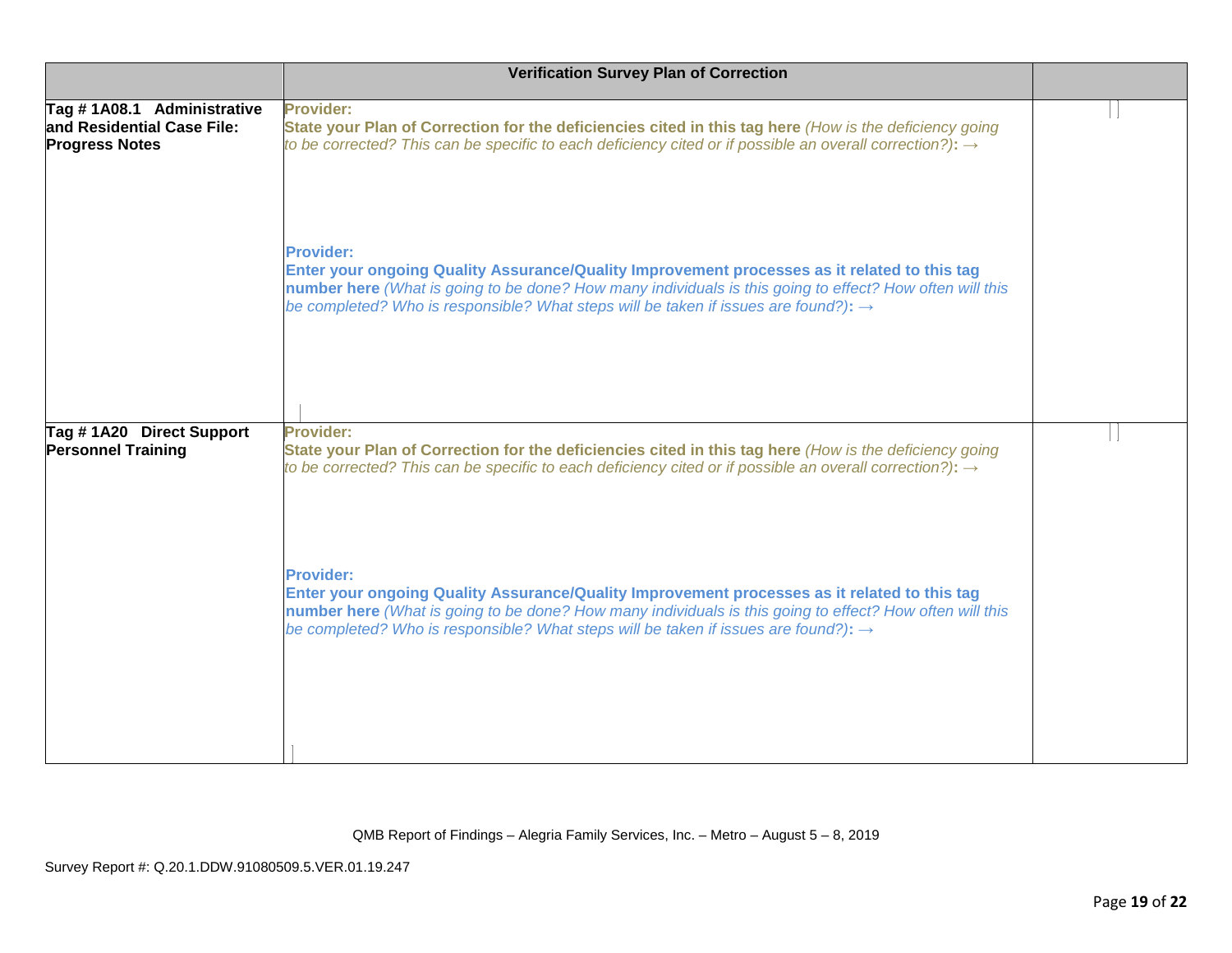| | Verification Survey Plan of Correction | |
|---|---|---|
| **Tag # 1A08.1 Administrative and Residential Case File: Progress Notes** | **Provider:**<br>**State your Plan of Correction for the deficiencies cited in this tag here** *(How is the deficiency going to be corrected? This can be specific to each deficiency cited or if possible an overall correction?)*: →<br><br>**Provider:**<br>**Enter your ongoing Quality Assurance/Quality Improvement processes as it related to this tag number here** *(What is going to be done? How many individuals is this going to effect? How often will this be completed? Who is responsible? What steps will be taken if issues are found?)*: → | |
| **Tag # 1A20 Direct Support Personnel Training** | **Provider:**<br>**State your Plan of Correction for the deficiencies cited in this tag here** *(How is the deficiency going to be corrected? This can be specific to each deficiency cited or if possible an overall correction?)*: →<br><br>**Provider:**<br>**Enter your ongoing Quality Assurance/Quality Improvement processes as it related to this tag number here** *(What is going to be done? How many individuals is this going to effect? How often will this be completed? Who is responsible? What steps will be taken if issues are found?)*: → | |

QMB Report of Findings – Alegria Family Services, Inc. – Metro – August 5 – 8, 2019

Survey Report #: Q.20.1.DDW.91080509.5.VER.01.19.247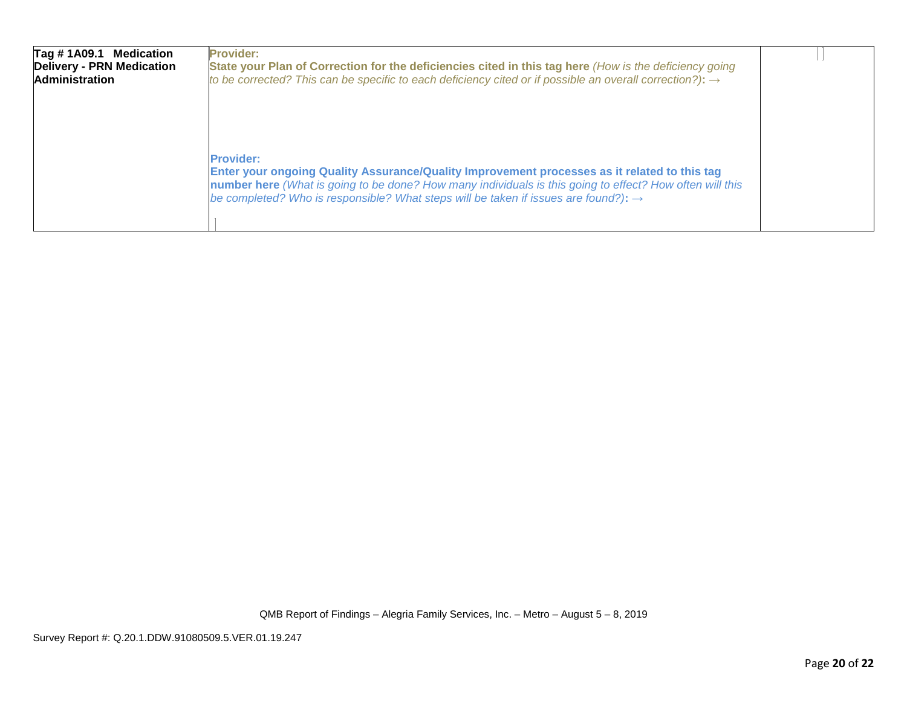| | | |
|---|---|---|
| **Tag # 1A09.1 Medication Delivery - PRN Medication Administration** | **Provider:**<br>**State your Plan of Correction for the deficiencies cited in this tag here** *(How is the deficiency going to be corrected? This can be specific to each deficiency cited or if possible an overall correction?)*: →<br><br><br><br>**Provider:**<br>**Enter your ongoing Quality Assurance/Quality Improvement processes as it related to this tag number here** *(What is going to be done? How many individuals is this going to effect? How often will this be completed? Who is responsible? What steps will be taken if issues are found?)*: → | |

QMB Report of Findings – Alegria Family Services, Inc. – Metro – August 5 – 8, 2019

Survey Report #: Q.20.1.DDW.91080509.5.VER.01.19.247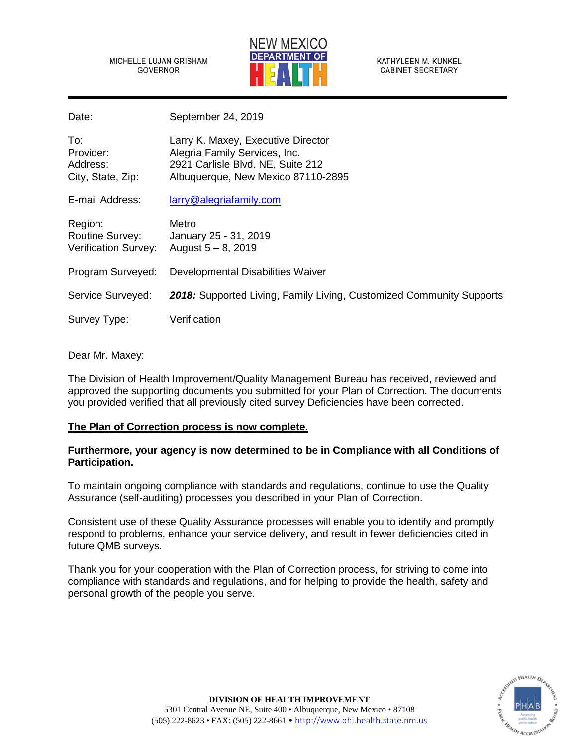MICHELLE LUJAN GRISHAM
GOVERNOR

NEW MEXICO
DEPARTMENT OF
HEALTH

KATHYLEEN M. KUNKEL
CABINET SECRETARY

| | |
|---|---|
| Date: | September 24, 2019 |
| To: | Larry K. Maxey, Executive Director |
| Provider: | Alegria Family Services, Inc. |
| Address: | 2921 Carlisle Blvd. NE, Suite 212 |
| City, State, Zip: | Albuquerque, New Mexico 87110-2895 |
| E-mail Address: | larry@alegriafamily.com |
| Region: | Metro |
| Routine Survey: | January 25 - 31, 2019 |
| Verification Survey: | August 5 – 8, 2019 |
| Program Surveyed: | Developmental Disabilities Waiver |
| Service Surveyed: | ***2018:*** Supported Living, Family Living, Customized Community Supports |
| Survey Type: | Verification |

Dear Mr. Maxey:

The Division of Health Improvement/Quality Management Bureau has received, reviewed and approved the supporting documents you submitted for your Plan of Correction. The documents you provided verified that all previously cited survey Deficiencies have been corrected.

**The Plan of Correction process is now complete.**

**Furthermore, your agency is now determined to be in Compliance with all Conditions of Participation.**

To maintain ongoing compliance with standards and regulations, continue to use the Quality Assurance (self-auditing) processes you described in your Plan of Correction.

Consistent use of these Quality Assurance processes will enable you to identify and promptly respond to problems, enhance your service delivery, and result in fewer deficiencies cited in future QMB surveys.

Thank you for your cooperation with the Plan of Correction process, for striving to come into compliance with standards and regulations, and for helping to provide the health, safety and personal growth of the people you serve.

**DIVISION OF HEALTH IMPROVEMENT**
5301 Central Avenue NE, Suite 400 • Albuquerque, New Mexico • 87108
(505) 222-8623 • FAX: (505) 222-8661 • http://www.dhi.health.state.nm.us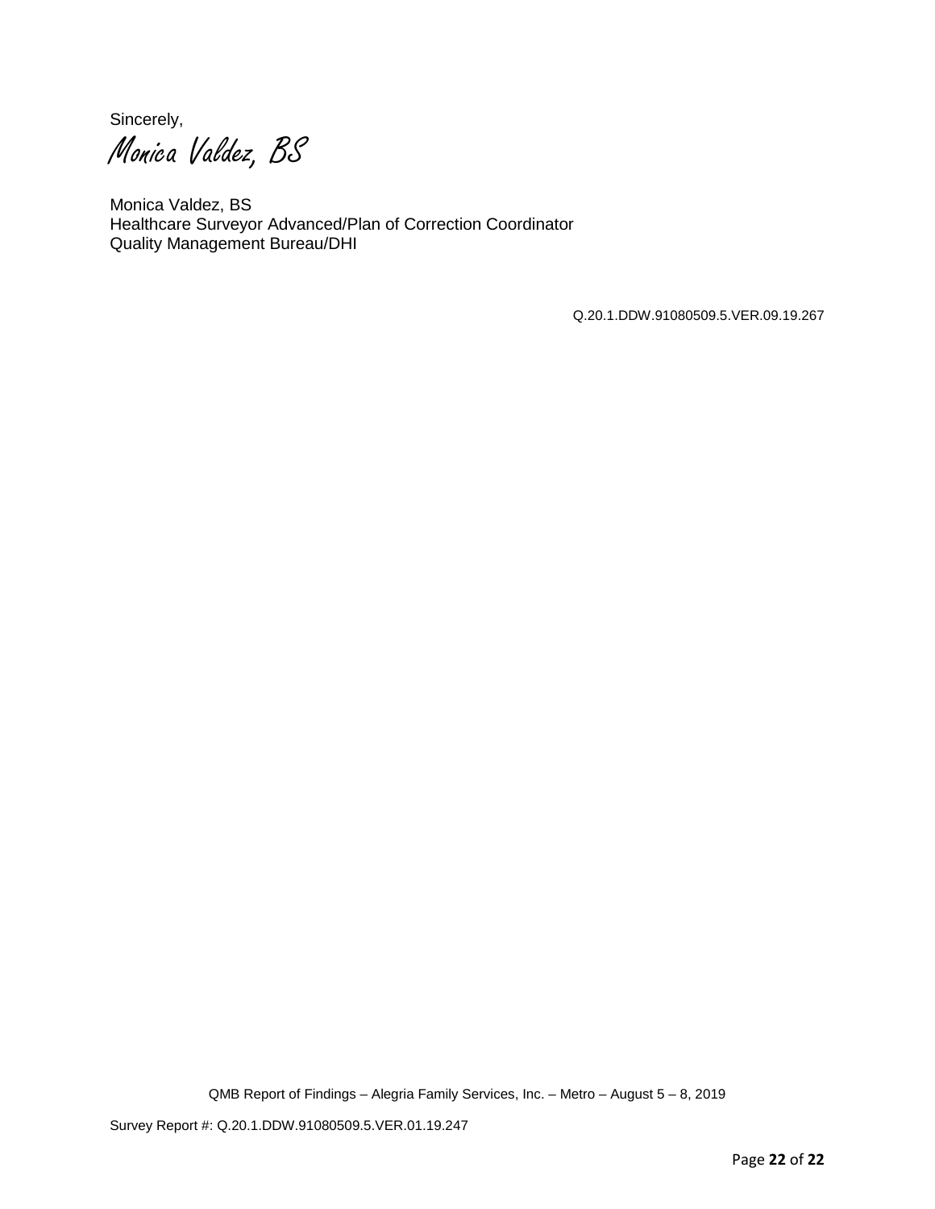Sincerely,

*Monica Valdez, BS*

Monica Valdez, BS
Healthcare Surveyor Advanced/Plan of Correction Coordinator
Quality Management Bureau/DHI

Q.20.1.DDW.91080509.5.VER.09.19.267